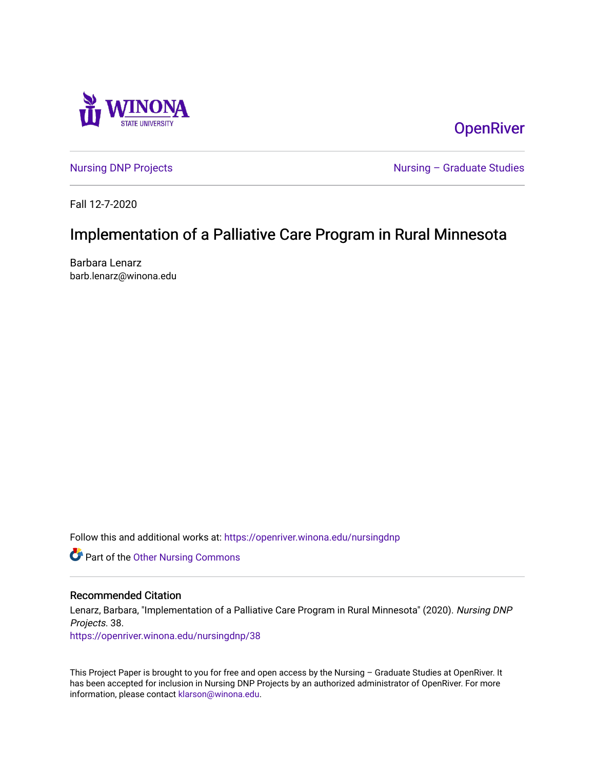OpenRiver

Nursing DNP Projects

Nursing – Graduate Studies

Fall 12-7-2020

# Implementation of a Palliative Care Program in Rural Minnesota

Barbara Lenarz
barb.lenarz@winona.edu

Follow this and additional works at: https://openriver.winona.edu/nursingdnp

Part of the Other Nursing Commons

## Recommended Citation

Lenarz, Barbara, "Implementation of a Palliative Care Program in Rural Minnesota" (2020). *Nursing DNP Projects*. 38.
https://openriver.winona.edu/nursingdnp/38

This Project Paper is brought to you for free and open access by the Nursing – Graduate Studies at OpenRiver. It has been accepted for inclusion in Nursing DNP Projects by an authorized administrator of OpenRiver. For more information, please contact klarson@winona.edu.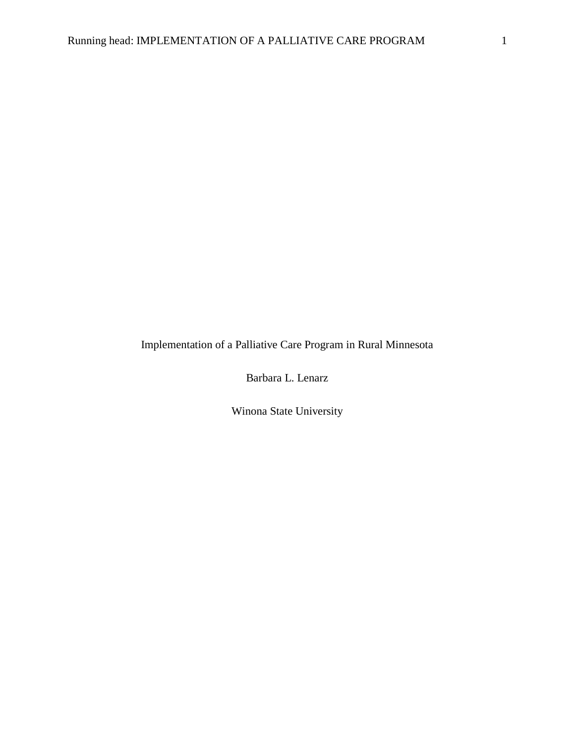# Implementation of a Palliative Care Program in Rural Minnesota

Barbara L. Lenarz

Winona State University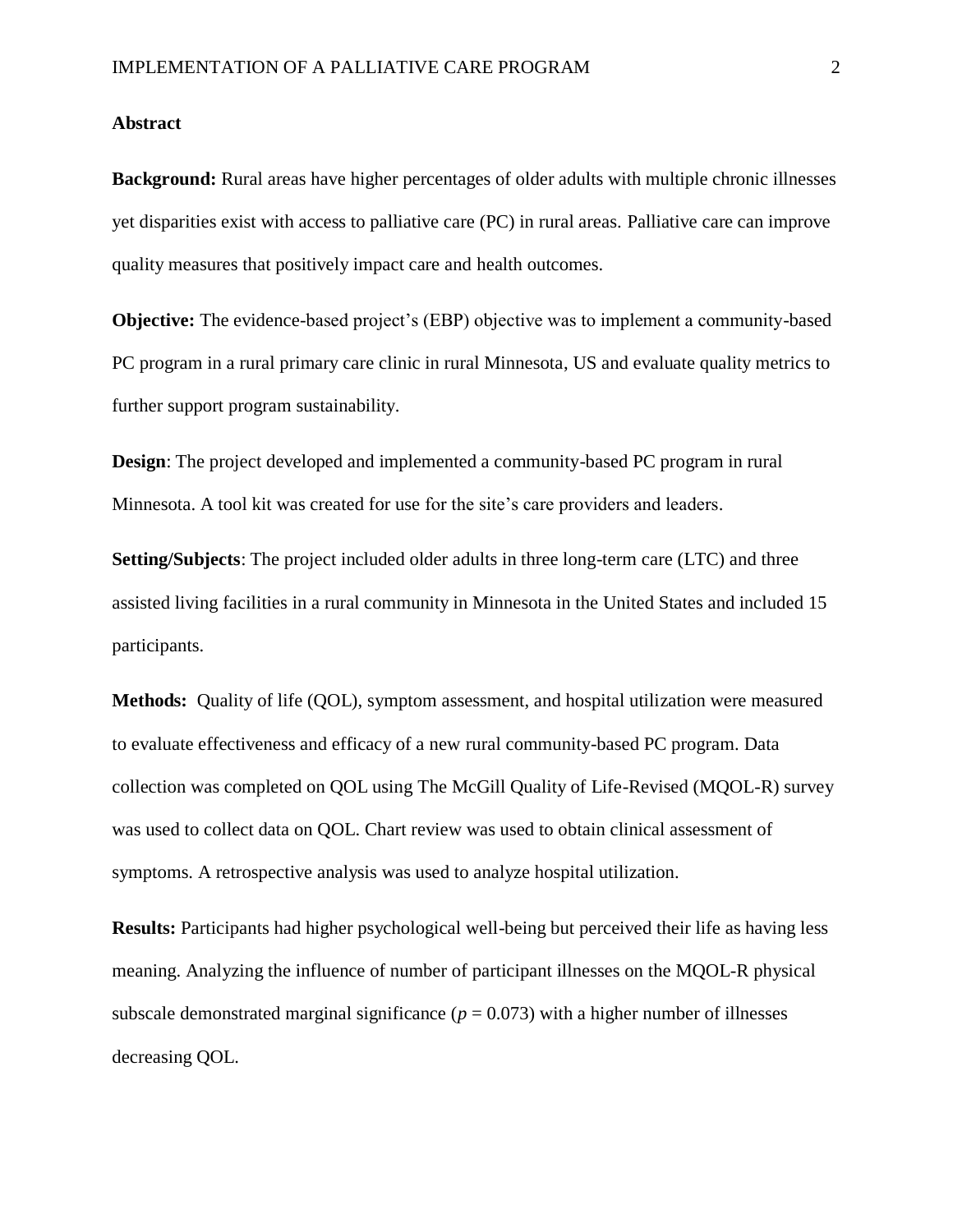## Abstract

**Background:** Rural areas have higher percentages of older adults with multiple chronic illnesses yet disparities exist with access to palliative care (PC) in rural areas. Palliative care can improve quality measures that positively impact care and health outcomes.

**Objective:** The evidence-based project's (EBP) objective was to implement a community-based PC program in a rural primary care clinic in rural Minnesota, US and evaluate quality metrics to further support program sustainability.

**Design**: The project developed and implemented a community-based PC program in rural Minnesota. A tool kit was created for use for the site's care providers and leaders.

**Setting/Subjects**: The project included older adults in three long-term care (LTC) and three assisted living facilities in a rural community in Minnesota in the United States and included 15 participants.

**Methods:** Quality of life (QOL), symptom assessment, and hospital utilization were measured to evaluate effectiveness and efficacy of a new rural community-based PC program. Data collection was completed on QOL using The McGill Quality of Life-Revised (MQOL-R) survey was used to collect data on QOL. Chart review was used to obtain clinical assessment of symptoms. A retrospective analysis was used to analyze hospital utilization.

**Results:** Participants had higher psychological well-being but perceived their life as having less meaning. Analyzing the influence of number of participant illnesses on the MQOL-R physical subscale demonstrated marginal significance ($p = 0.073$) with a higher number of illnesses decreasing QOL.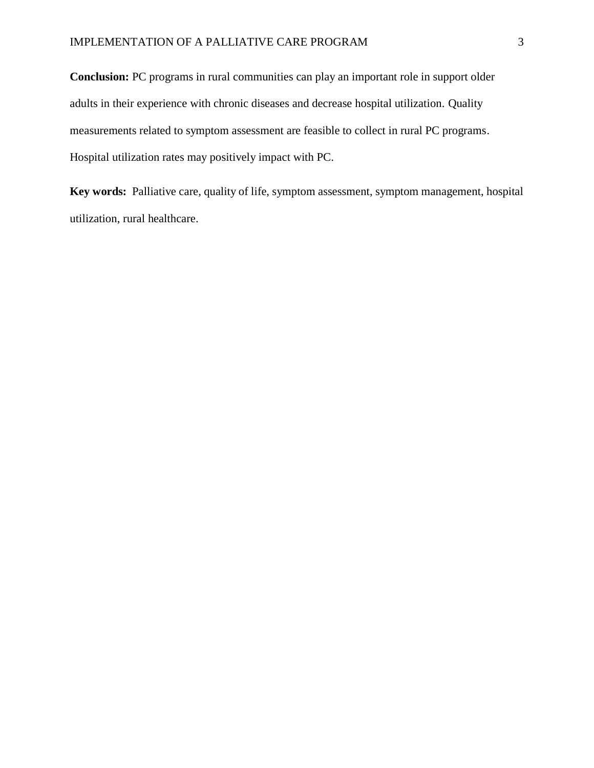**Conclusion:** PC programs in rural communities can play an important role in support older adults in their experience with chronic diseases and decrease hospital utilization. Quality measurements related to symptom assessment are feasible to collect in rural PC programs. Hospital utilization rates may positively impact with PC.

**Key words:** Palliative care, quality of life, symptom assessment, symptom management, hospital utilization, rural healthcare.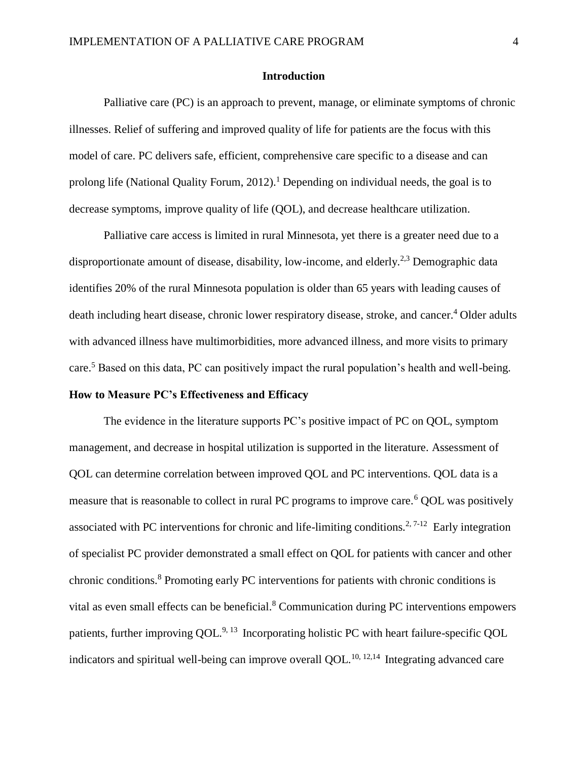# Introduction

Palliative care (PC) is an approach to prevent, manage, or eliminate symptoms of chronic illnesses. Relief of suffering and improved quality of life for patients are the focus with this model of care. PC delivers safe, efficient, comprehensive care specific to a disease and can prolong life (National Quality Forum, 2012).[1] Depending on individual needs, the goal is to decrease symptoms, improve quality of life (QOL), and decrease healthcare utilization.

Palliative care access is limited in rural Minnesota, yet there is a greater need due to a disproportionate amount of disease, disability, low-income, and elderly.[2,3] Demographic data identifies 20% of the rural Minnesota population is older than 65 years with leading causes of death including heart disease, chronic lower respiratory disease, stroke, and cancer.[4] Older adults with advanced illness have multimorbidities, more advanced illness, and more visits to primary care.[5] Based on this data, PC can positively impact the rural population's health and well-being.

## How to Measure PC's Effectiveness and Efficacy

The evidence in the literature supports PC's positive impact of PC on QOL, symptom management, and decrease in hospital utilization is supported in the literature. Assessment of QOL can determine correlation between improved QOL and PC interventions. QOL data is a measure that is reasonable to collect in rural PC programs to improve care.[6] QOL was positively associated with PC interventions for chronic and life-limiting conditions.[2, 7-12] Early integration of specialist PC provider demonstrated a small effect on QOL for patients with cancer and other chronic conditions.[8] Promoting early PC interventions for patients with chronic conditions is vital as even small effects can be beneficial.[8] Communication during PC interventions empowers patients, further improving QOL.[9, 13] Incorporating holistic PC with heart failure-specific QOL indicators and spiritual well-being can improve overall QOL.[10, 12,14] Integrating advanced care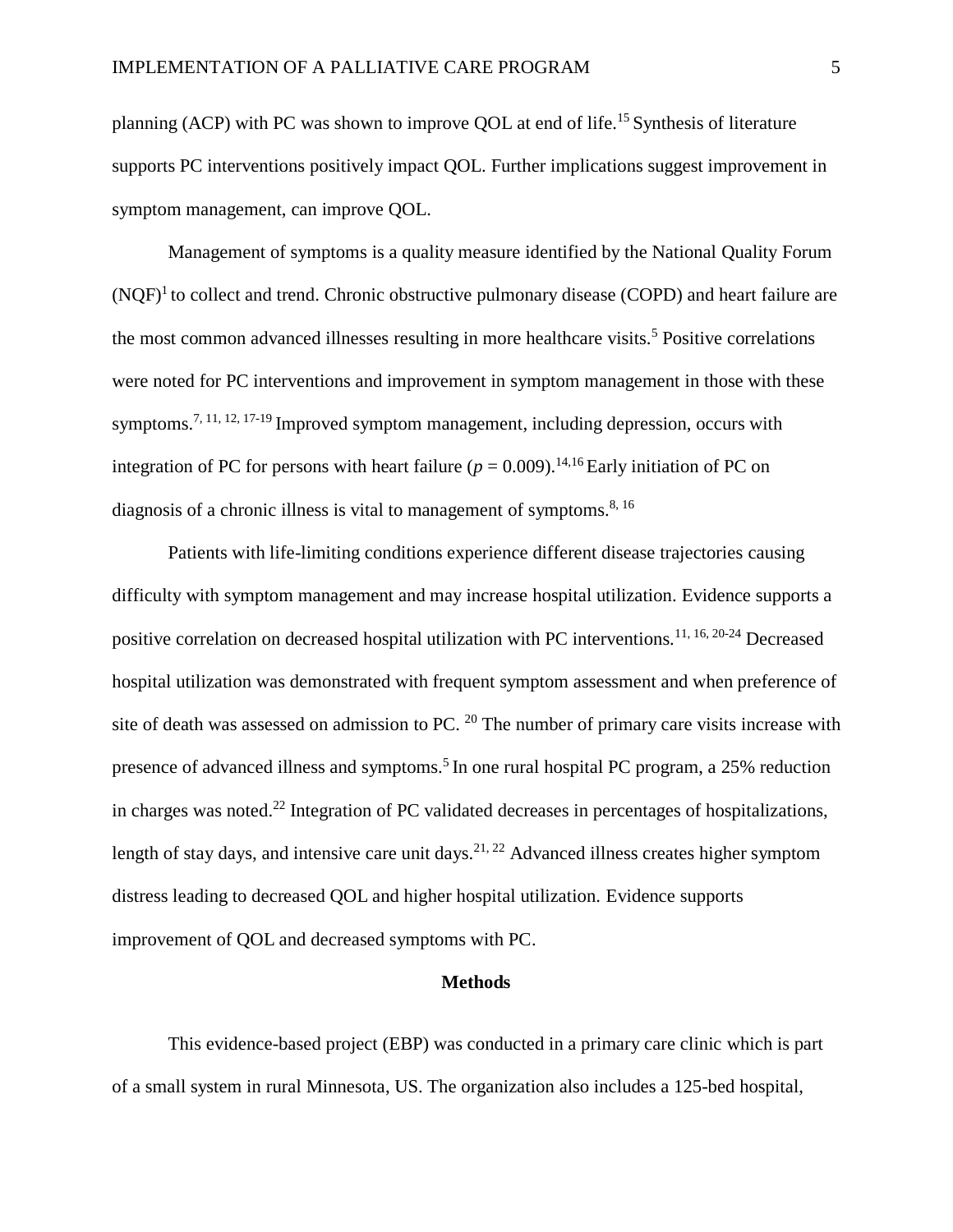planning (ACP) with PC was shown to improve QOL at end of life.[15] Synthesis of literature supports PC interventions positively impact QOL. Further implications suggest improvement in symptom management, can improve QOL.

Management of symptoms is a quality measure identified by the National Quality Forum (NQF)[1] to collect and trend. Chronic obstructive pulmonary disease (COPD) and heart failure are the most common advanced illnesses resulting in more healthcare visits.[5] Positive correlations were noted for PC interventions and improvement in symptom management in those with these symptoms.[7, 11, 12, 17-19] Improved symptom management, including depression, occurs with integration of PC for persons with heart failure ($p = 0.009$).[14,16] Early initiation of PC on diagnosis of a chronic illness is vital to management of symptoms.[8, 16]

Patients with life-limiting conditions experience different disease trajectories causing difficulty with symptom management and may increase hospital utilization. Evidence supports a positive correlation on decreased hospital utilization with PC interventions.[11, 16, 20-24] Decreased hospital utilization was demonstrated with frequent symptom assessment and when preference of site of death was assessed on admission to PC. [20] The number of primary care visits increase with presence of advanced illness and symptoms.[5] In one rural hospital PC program, a 25% reduction in charges was noted.[22] Integration of PC validated decreases in percentages of hospitalizations, length of stay days, and intensive care unit days.[21, 22] Advanced illness creates higher symptom distress leading to decreased QOL and higher hospital utilization. Evidence supports improvement of QOL and decreased symptoms with PC.

## Methods

This evidence-based project (EBP) was conducted in a primary care clinic which is part of a small system in rural Minnesota, US. The organization also includes a 125-bed hospital,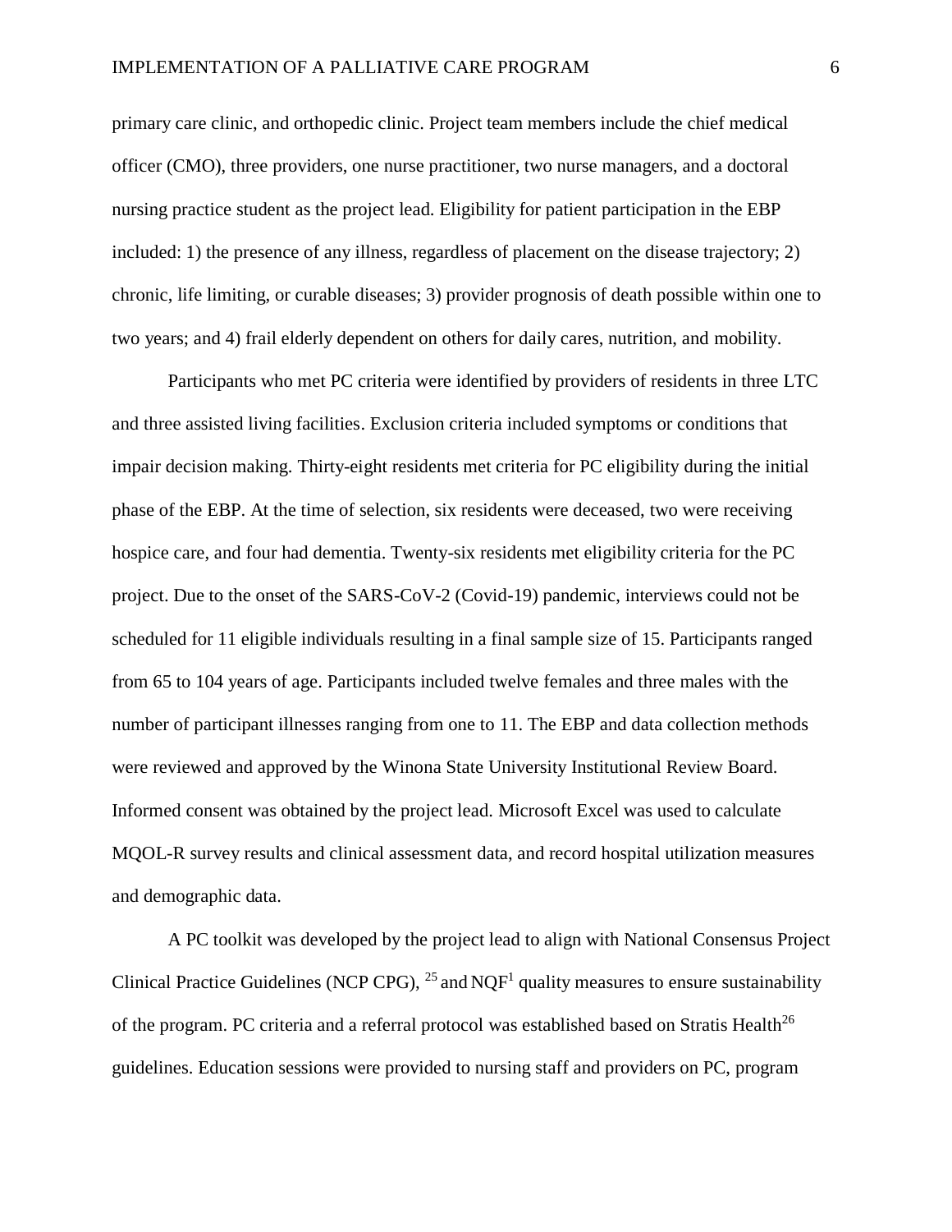primary care clinic, and orthopedic clinic. Project team members include the chief medical officer (CMO), three providers, one nurse practitioner, two nurse managers, and a doctoral nursing practice student as the project lead. Eligibility for patient participation in the EBP included: 1) the presence of any illness, regardless of placement on the disease trajectory; 2) chronic, life limiting, or curable diseases; 3) provider prognosis of death possible within one to two years; and 4) frail elderly dependent on others for daily cares, nutrition, and mobility.

Participants who met PC criteria were identified by providers of residents in three LTC and three assisted living facilities. Exclusion criteria included symptoms or conditions that impair decision making. Thirty-eight residents met criteria for PC eligibility during the initial phase of the EBP. At the time of selection, six residents were deceased, two were receiving hospice care, and four had dementia. Twenty-six residents met eligibility criteria for the PC project. Due to the onset of the SARS-CoV-2 (Covid-19) pandemic, interviews could not be scheduled for 11 eligible individuals resulting in a final sample size of 15. Participants ranged from 65 to 104 years of age. Participants included twelve females and three males with the number of participant illnesses ranging from one to 11. The EBP and data collection methods were reviewed and approved by the Winona State University Institutional Review Board. Informed consent was obtained by the project lead. Microsoft Excel was used to calculate MQOL-R survey results and clinical assessment data, and record hospital utilization measures and demographic data.

A PC toolkit was developed by the project lead to align with National Consensus Project Clinical Practice Guidelines (NCP CPG), [25] and NQF[1] quality measures to ensure sustainability of the program. PC criteria and a referral protocol was established based on Stratis Health[26] guidelines. Education sessions were provided to nursing staff and providers on PC, program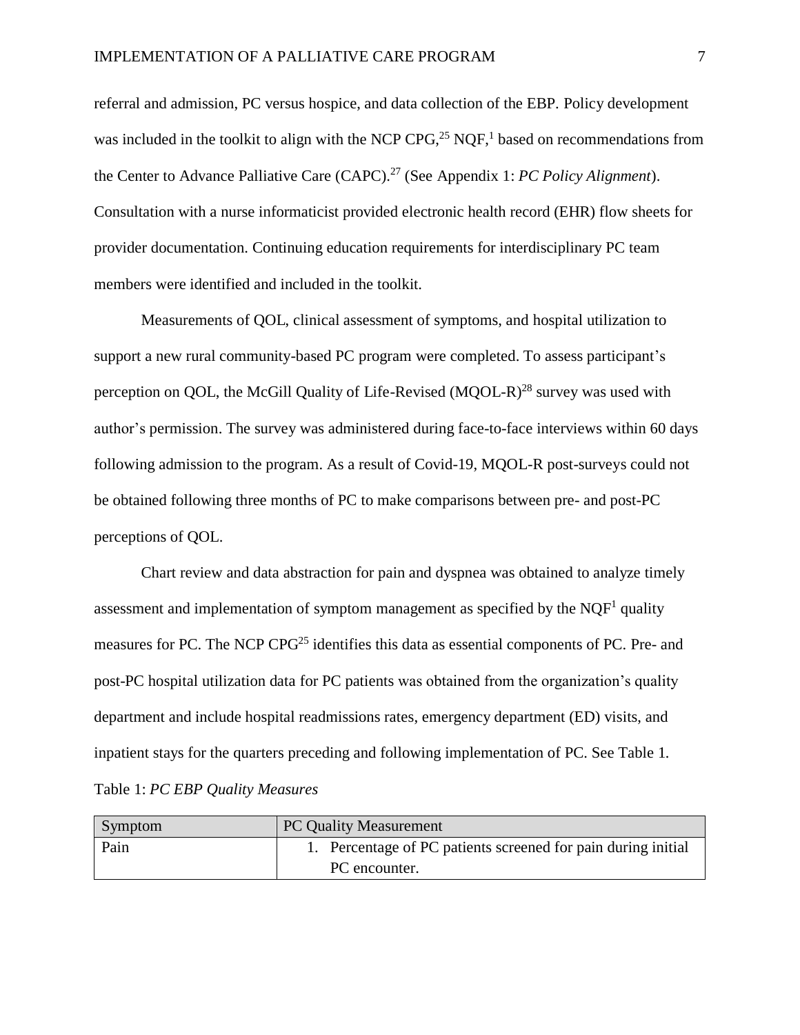referral and admission, PC versus hospice, and data collection of the EBP. Policy development was included in the toolkit to align with the NCP CPG,[25] NQF,[1] based on recommendations from the Center to Advance Palliative Care (CAPC).[27] (See Appendix 1: *PC Policy Alignment*). Consultation with a nurse informaticist provided electronic health record (EHR) flow sheets for provider documentation. Continuing education requirements for interdisciplinary PC team members were identified and included in the toolkit.

Measurements of QOL, clinical assessment of symptoms, and hospital utilization to support a new rural community-based PC program were completed. To assess participant's perception on QOL, the McGill Quality of Life-Revised (MQOL-R)[28] survey was used with author's permission. The survey was administered during face-to-face interviews within 60 days following admission to the program. As a result of Covid-19, MQOL-R post-surveys could not be obtained following three months of PC to make comparisons between pre- and post-PC perceptions of QOL.

Chart review and data abstraction for pain and dyspnea was obtained to analyze timely assessment and implementation of symptom management as specified by the NQF[1] quality measures for PC. The NCP CPG[25] identifies this data as essential components of PC. Pre- and post-PC hospital utilization data for PC patients was obtained from the organization's quality department and include hospital readmissions rates, emergency department (ED) visits, and inpatient stays for the quarters preceding and following implementation of PC. See Table 1.

Table 1: *PC EBP Quality Measures*

| Symptom | PC Quality Measurement |
| --- | --- |
| Pain | 1. Percentage of PC patients screened for pain during initial PC encounter. |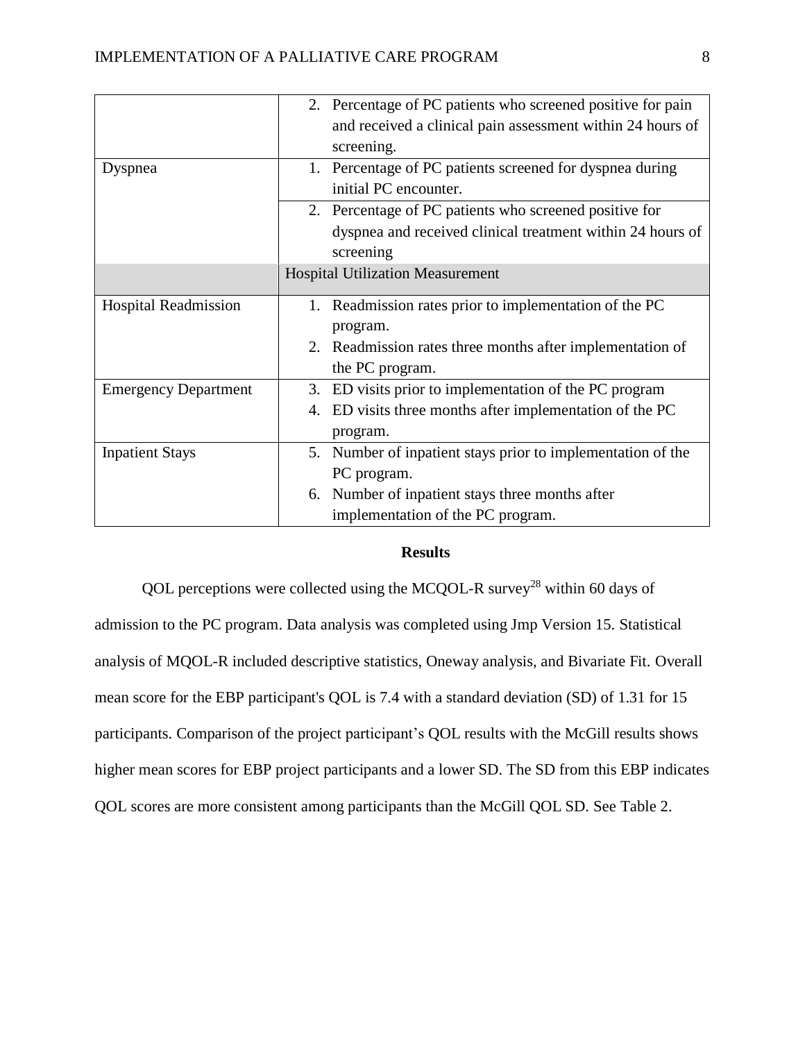| | |
|---|---|
| | 2. Percentage of PC patients who screened positive for pain and received a clinical pain assessment within 24 hours of screening. |
| Dyspnea | 1. Percentage of PC patients screened for dyspnea during initial PC encounter. |
| | 2. Percentage of PC patients who screened positive for dyspnea and received clinical treatment within 24 hours of screening |
| | Hospital Utilization Measurement |
| Hospital Readmission | 1. Readmission rates prior to implementation of the PC program.<br>2. Readmission rates three months after implementation of the PC program. |
| Emergency Department | 3. ED visits prior to implementation of the PC program<br>4. ED visits three months after implementation of the PC program. |
| Inpatient Stays | 5. Number of inpatient stays prior to implementation of the PC program.<br>6. Number of inpatient stays three months after implementation of the PC program. |

## Results

QOL perceptions were collected using the MCQOL-R survey[28] within 60 days of admission to the PC program. Data analysis was completed using Jmp Version 15. Statistical analysis of MQOL-R included descriptive statistics, Oneway analysis, and Bivariate Fit. Overall mean score for the EBP participant's QOL is 7.4 with a standard deviation (SD) of 1.31 for 15 participants. Comparison of the project participant's QOL results with the McGill results shows higher mean scores for EBP project participants and a lower SD. The SD from this EBP indicates QOL scores are more consistent among participants than the McGill QOL SD. See Table 2.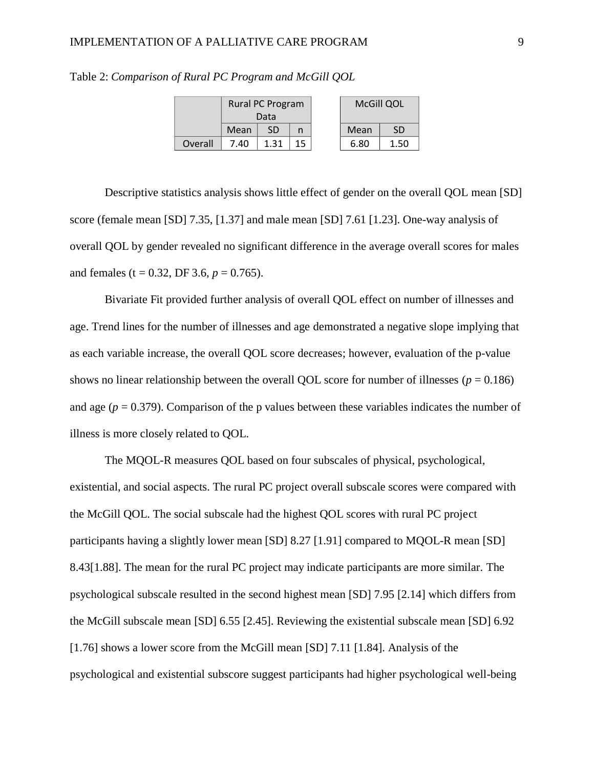Table 2: *Comparison of Rural PC Program and McGill QOL*

| | Rural PC Program Data | | | McGill QOL | |
|---|---|---|---|---|---|
| | Mean | SD | n | Mean | SD |
| Overall | 7.40 | 1.31 | 15 | 6.80 | 1.50 |

Descriptive statistics analysis shows little effect of gender on the overall QOL mean [SD] score (female mean [SD] 7.35, [1.37] and male mean [SD] 7.61 [1.23]. One-way analysis of overall QOL by gender revealed no significant difference in the average overall scores for males and females (t = 0.32, DF 3.6, *p* = 0.765).

Bivariate Fit provided further analysis of overall QOL effect on number of illnesses and age. Trend lines for the number of illnesses and age demonstrated a negative slope implying that as each variable increase, the overall QOL score decreases; however, evaluation of the p-value shows no linear relationship between the overall QOL score for number of illnesses (*p* = 0.186) and age (*p* = 0.379). Comparison of the p values between these variables indicates the number of illness is more closely related to QOL.

The MQOL-R measures QOL based on four subscales of physical, psychological, existential, and social aspects. The rural PC project overall subscale scores were compared with the McGill QOL. The social subscale had the highest QOL scores with rural PC project participants having a slightly lower mean [SD] 8.27 [1.91] compared to MQOL-R mean [SD] 8.43[1.88]. The mean for the rural PC project may indicate participants are more similar. The psychological subscale resulted in the second highest mean [SD] 7.95 [2.14] which differs from the McGill subscale mean [SD] 6.55 [2.45]. Reviewing the existential subscale mean [SD] 6.92 [1.76] shows a lower score from the McGill mean [SD] 7.11 [1.84]. Analysis of the psychological and existential subscore suggest participants had higher psychological well-being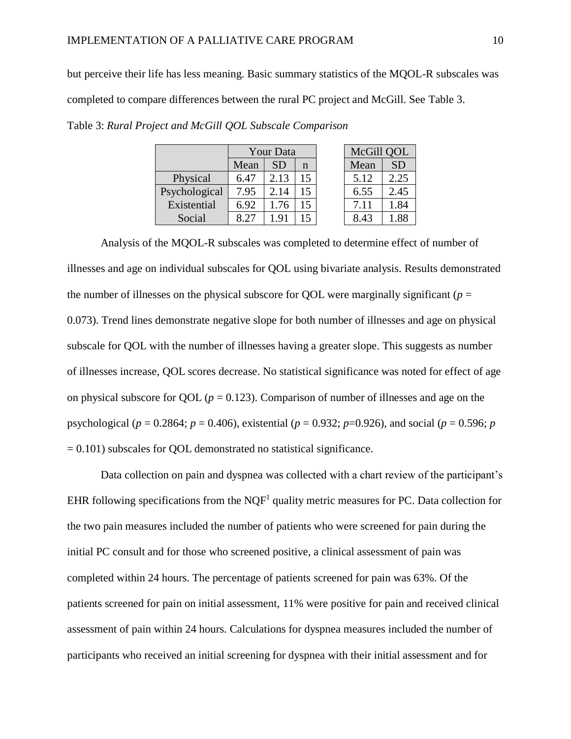but perceive their life has less meaning. Basic summary statistics of the MQOL-R subscales was completed to compare differences between the rural PC project and McGill. See Table 3.

Table 3: *Rural Project and McGill QOL Subscale Comparison*

| | Your Data | | | | McGill QOL | |
|---|---|---|---|---|---|---|
| | Mean | SD | n | | Mean | SD |
| Physical | 6.47 | 2.13 | 15 | | 5.12 | 2.25 |
| Psychological | 7.95 | 2.14 | 15 | | 6.55 | 2.45 |
| Existential | 6.92 | 1.76 | 15 | | 7.11 | 1.84 |
| Social | 8.27 | 1.91 | 15 | | 8.43 | 1.88 |

Analysis of the MQOL-R subscales was completed to determine effect of number of illnesses and age on individual subscales for QOL using bivariate analysis. Results demonstrated the number of illnesses on the physical subscore for QOL were marginally significant ($p$ = 0.073). Trend lines demonstrate negative slope for both number of illnesses and age on physical subscale for QOL with the number of illnesses having a greater slope. This suggests as number of illnesses increase, QOL scores decrease. No statistical significance was noted for effect of age on physical subscore for QOL ($p$ = 0.123). Comparison of number of illnesses and age on the psychological ($p$ = 0.2864; $p$ = 0.406), existential ($p$ = 0.932; $p$=0.926), and social ($p$ = 0.596; $p$ = 0.101) subscales for QOL demonstrated no statistical significance.

Data collection on pain and dyspnea was collected with a chart review of the participant's EHR following specifications from the NQF[1] quality metric measures for PC. Data collection for the two pain measures included the number of patients who were screened for pain during the initial PC consult and for those who screened positive, a clinical assessment of pain was completed within 24 hours. The percentage of patients screened for pain was 63%. Of the patients screened for pain on initial assessment, 11% were positive for pain and received clinical assessment of pain within 24 hours. Calculations for dyspnea measures included the number of participants who received an initial screening for dyspnea with their initial assessment and for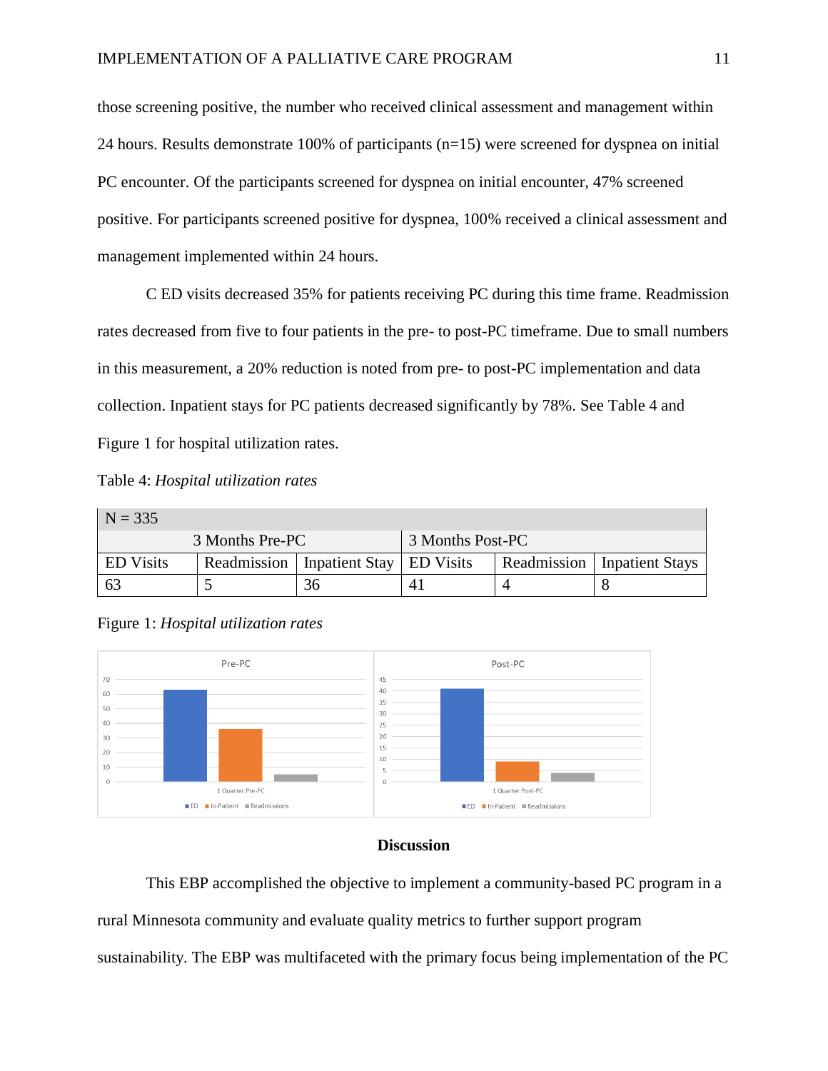those screening positive, the number who received clinical assessment and management within 24 hours. Results demonstrate 100% of participants (n=15) were screened for dyspnea on initial PC encounter. Of the participants screened for dyspnea on initial encounter, 47% screened positive. For participants screened positive for dyspnea, 100% received a clinical assessment and management implemented within 24 hours.

C ED visits decreased 35% for patients receiving PC during this time frame. Readmission rates decreased from five to four patients in the pre- to post-PC timeframe. Due to small numbers in this measurement, a 20% reduction is noted from pre- to post-PC implementation and data collection. Inpatient stays for PC patients decreased significantly by 78%. See Table 4 and Figure 1 for hospital utilization rates.

Table 4: *Hospital utilization rates*

| N = 335 | | | | | |
|---|---|---|---|---|---|
| 3 Months Pre-PC | | | 3 Months Post-PC | | |
| ED Visits | Readmission | Inpatient Stay | ED Visits | Readmission | Inpatient Stays |
| 63 | 5 | 36 | 41 | 4 | 8 |

Figure 1: *Hospital utilization rates*

## Discussion

This EBP accomplished the objective to implement a community-based PC program in a rural Minnesota community and evaluate quality metrics to further support program sustainability. The EBP was multifaceted with the primary focus being implementation of the PC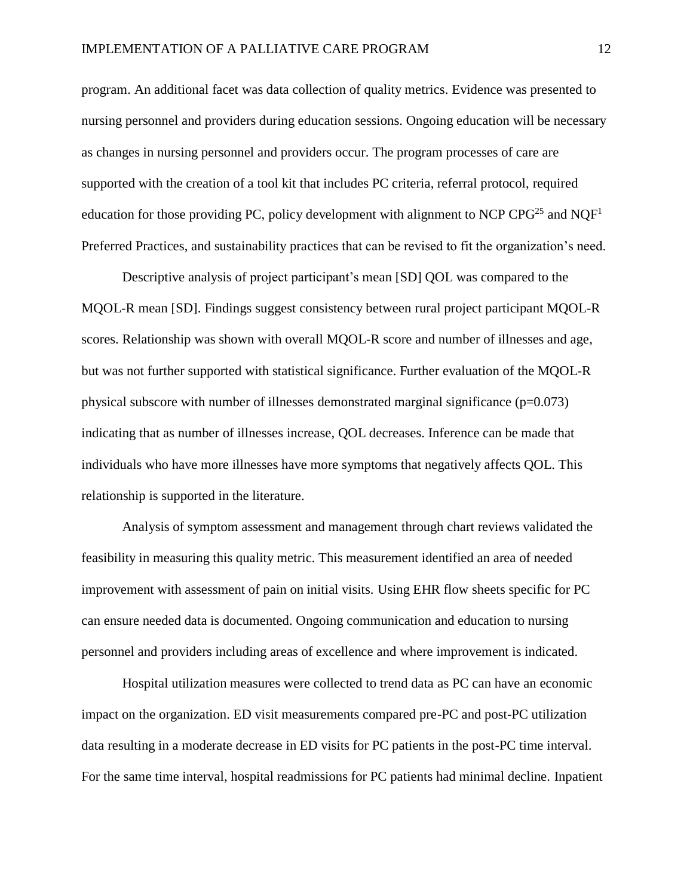program. An additional facet was data collection of quality metrics. Evidence was presented to nursing personnel and providers during education sessions. Ongoing education will be necessary as changes in nursing personnel and providers occur. The program processes of care are supported with the creation of a tool kit that includes PC criteria, referral protocol, required education for those providing PC, policy development with alignment to NCP CPG[25] and NQF[1] Preferred Practices, and sustainability practices that can be revised to fit the organization's need.

Descriptive analysis of project participant's mean [SD] QOL was compared to the MQOL-R mean [SD]. Findings suggest consistency between rural project participant MQOL-R scores. Relationship was shown with overall MQOL-R score and number of illnesses and age, but was not further supported with statistical significance. Further evaluation of the MQOL-R physical subscore with number of illnesses demonstrated marginal significance ($p=0.073$) indicating that as number of illnesses increase, QOL decreases. Inference can be made that individuals who have more illnesses have more symptoms that negatively affects QOL. This relationship is supported in the literature.

Analysis of symptom assessment and management through chart reviews validated the feasibility in measuring this quality metric. This measurement identified an area of needed improvement with assessment of pain on initial visits. Using EHR flow sheets specific for PC can ensure needed data is documented. Ongoing communication and education to nursing personnel and providers including areas of excellence and where improvement is indicated.

Hospital utilization measures were collected to trend data as PC can have an economic impact on the organization. ED visit measurements compared pre-PC and post-PC utilization data resulting in a moderate decrease in ED visits for PC patients in the post-PC time interval. For the same time interval, hospital readmissions for PC patients had minimal decline. Inpatient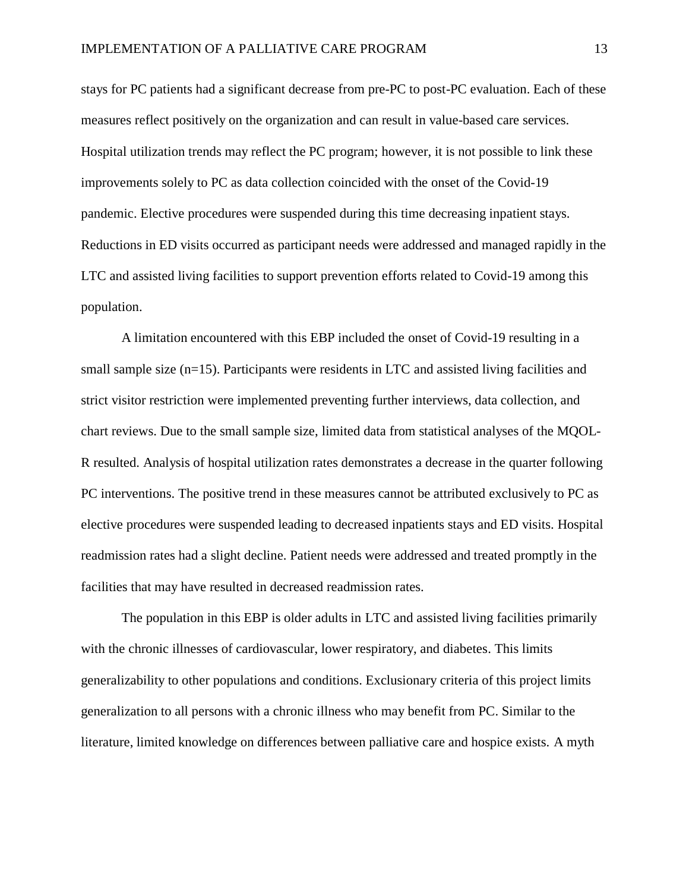stays for PC patients had a significant decrease from pre-PC to post-PC evaluation. Each of these measures reflect positively on the organization and can result in value-based care services. Hospital utilization trends may reflect the PC program; however, it is not possible to link these improvements solely to PC as data collection coincided with the onset of the Covid-19 pandemic. Elective procedures were suspended during this time decreasing inpatient stays. Reductions in ED visits occurred as participant needs were addressed and managed rapidly in the LTC and assisted living facilities to support prevention efforts related to Covid-19 among this population.

A limitation encountered with this EBP included the onset of Covid-19 resulting in a small sample size (n=15). Participants were residents in LTC and assisted living facilities and strict visitor restriction were implemented preventing further interviews, data collection, and chart reviews. Due to the small sample size, limited data from statistical analyses of the MQOL-R resulted. Analysis of hospital utilization rates demonstrates a decrease in the quarter following PC interventions. The positive trend in these measures cannot be attributed exclusively to PC as elective procedures were suspended leading to decreased inpatients stays and ED visits. Hospital readmission rates had a slight decline. Patient needs were addressed and treated promptly in the facilities that may have resulted in decreased readmission rates.

The population in this EBP is older adults in LTC and assisted living facilities primarily with the chronic illnesses of cardiovascular, lower respiratory, and diabetes. This limits generalizability to other populations and conditions. Exclusionary criteria of this project limits generalization to all persons with a chronic illness who may benefit from PC. Similar to the literature, limited knowledge on differences between palliative care and hospice exists. A myth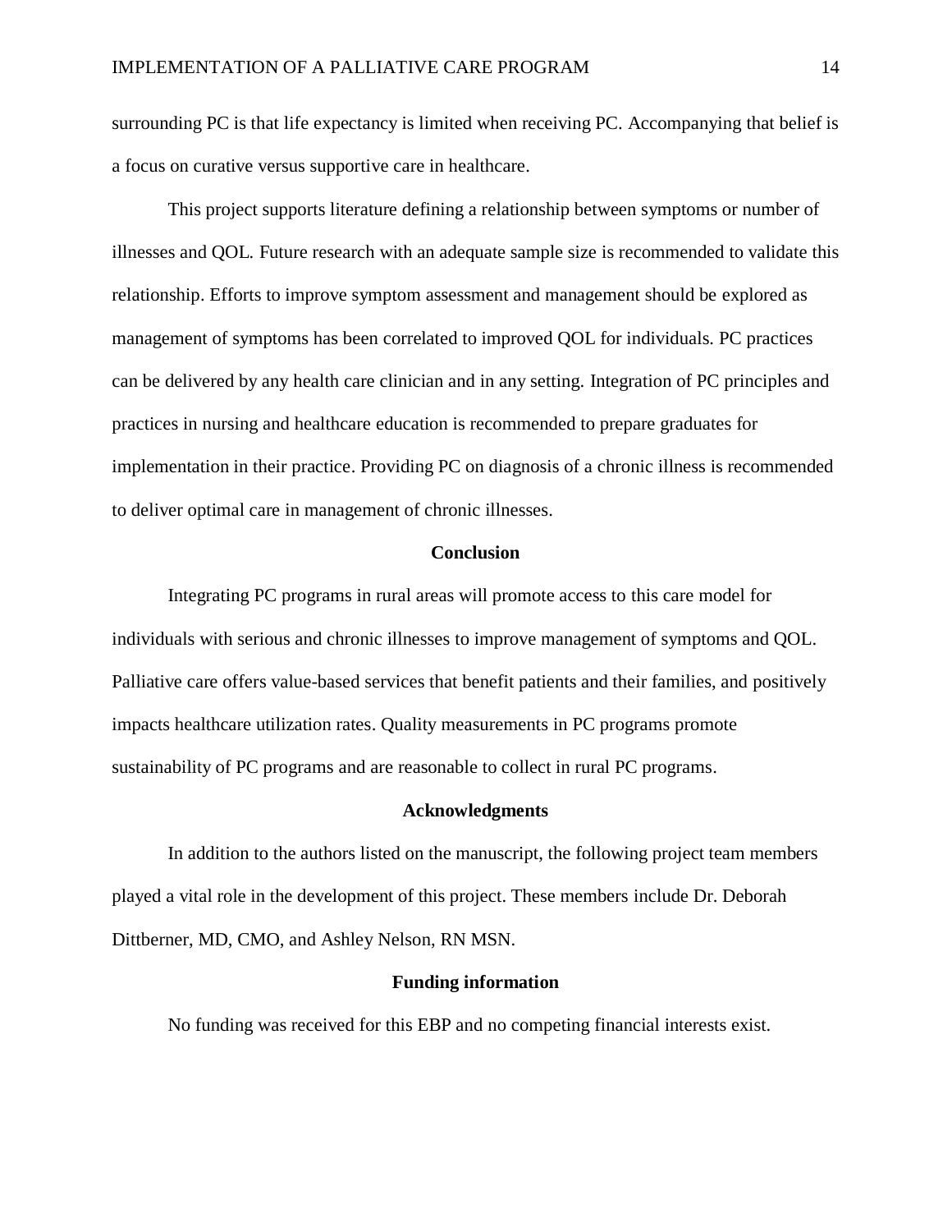surrounding PC is that life expectancy is limited when receiving PC. Accompanying that belief is a focus on curative versus supportive care in healthcare.

This project supports literature defining a relationship between symptoms or number of illnesses and QOL. Future research with an adequate sample size is recommended to validate this relationship. Efforts to improve symptom assessment and management should be explored as management of symptoms has been correlated to improved QOL for individuals. PC practices can be delivered by any health care clinician and in any setting. Integration of PC principles and practices in nursing and healthcare education is recommended to prepare graduates for implementation in their practice. Providing PC on diagnosis of a chronic illness is recommended to deliver optimal care in management of chronic illnesses.

## Conclusion

Integrating PC programs in rural areas will promote access to this care model for individuals with serious and chronic illnesses to improve management of symptoms and QOL. Palliative care offers value-based services that benefit patients and their families, and positively impacts healthcare utilization rates. Quality measurements in PC programs promote sustainability of PC programs and are reasonable to collect in rural PC programs.

## Acknowledgments

In addition to the authors listed on the manuscript, the following project team members played a vital role in the development of this project. These members include Dr. Deborah Dittberner, MD, CMO, and Ashley Nelson, RN MSN.

## Funding information

No funding was received for this EBP and no competing financial interests exist.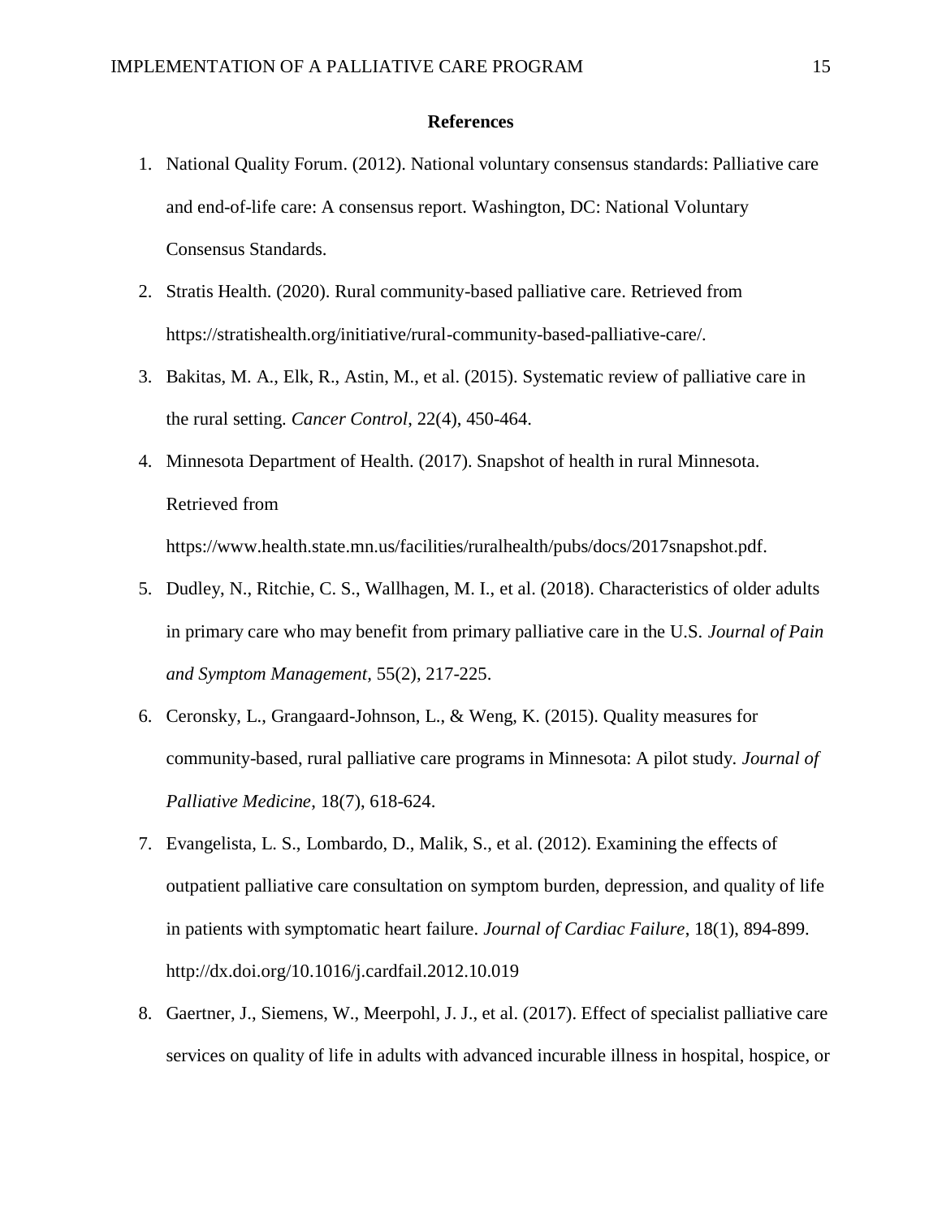**References**

1. National Quality Forum. (2012). National voluntary consensus standards: Palliative care and end-of-life care: A consensus report. Washington, DC: National Voluntary Consensus Standards.
2. Stratis Health. (2020). Rural community-based palliative care. Retrieved from https://stratishealth.org/initiative/rural-community-based-palliative-care/.
3. Bakitas, M. A., Elk, R., Astin, M., et al. (2015). Systematic review of palliative care in the rural setting. *Cancer Control*, 22(4), 450-464.
4. Minnesota Department of Health. (2017). Snapshot of health in rural Minnesota. Retrieved from https://www.health.state.mn.us/facilities/ruralhealth/pubs/docs/2017snapshot.pdf.
5. Dudley, N., Ritchie, C. S., Wallhagen, M. I., et al. (2018). Characteristics of older adults in primary care who may benefit from primary palliative care in the U.S. *Journal of Pain and Symptom Management*, 55(2), 217-225.
6. Ceronsky, L., Grangaard-Johnson, L., & Weng, K. (2015). Quality measures for community-based, rural palliative care programs in Minnesota: A pilot study. *Journal of Palliative Medicine*, 18(7), 618-624.
7. Evangelista, L. S., Lombardo, D., Malik, S., et al. (2012). Examining the effects of outpatient palliative care consultation on symptom burden, depression, and quality of life in patients with symptomatic heart failure. *Journal of Cardiac Failure*, 18(1), 894-899. http://dx.doi.org/10.1016/j.cardfail.2012.10.019
8. Gaertner, J., Siemens, W., Meerpohl, J. J., et al. (2017). Effect of specialist palliative care services on quality of life in adults with advanced incurable illness in hospital, hospice, or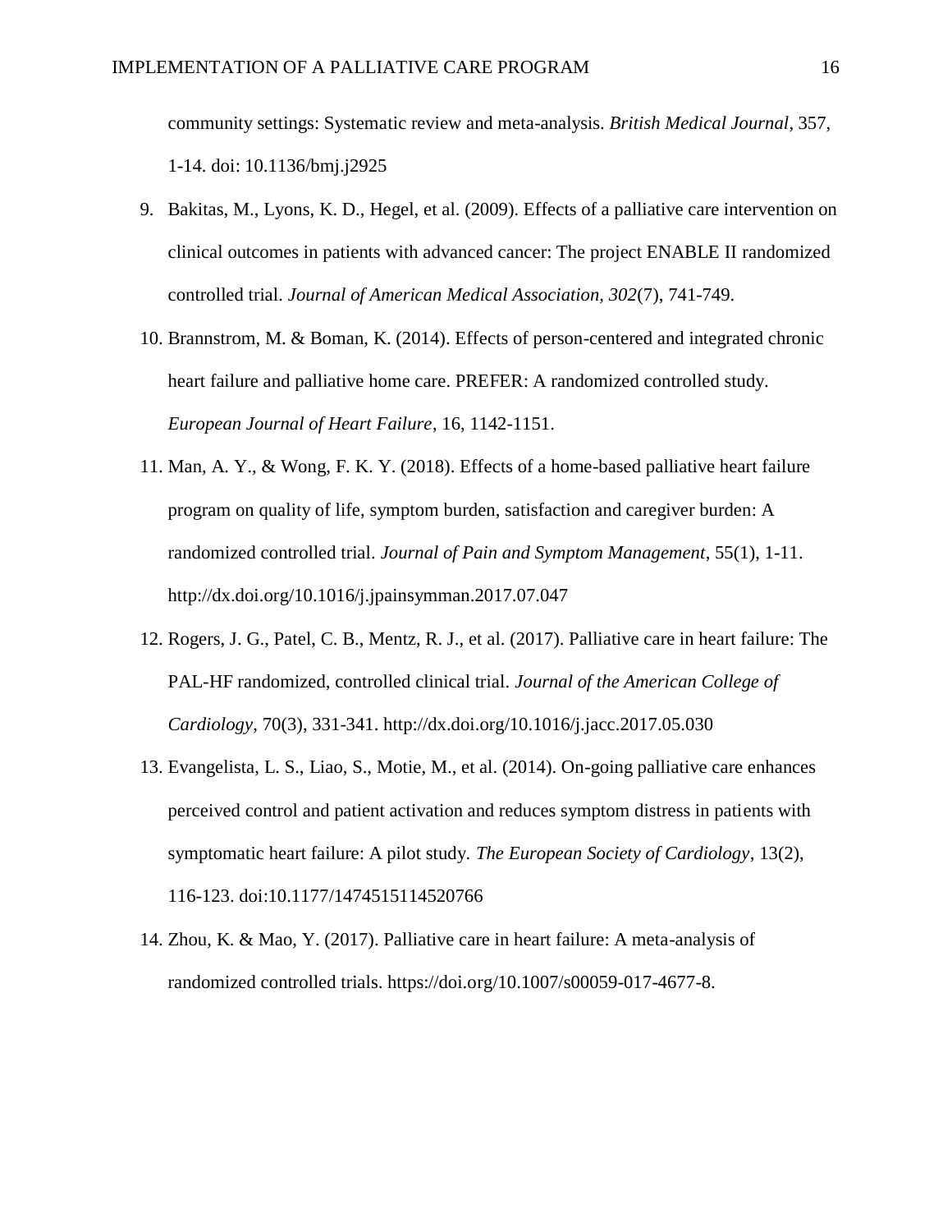community settings: Systematic review and meta-analysis. *British Medical Journal*, 357, 1-14. doi: 10.1136/bmj.j2925

9. Bakitas, M., Lyons, K. D., Hegel, et al. (2009). Effects of a palliative care intervention on clinical outcomes in patients with advanced cancer: The project ENABLE II randomized controlled trial. *Journal of American Medical Association, 302*(7), 741-749.

10. Brannstrom, M. & Boman, K. (2014). Effects of person-centered and integrated chronic heart failure and palliative home care. PREFER: A randomized controlled study. *European Journal of Heart Failure*, 16, 1142-1151.

11. Man, A. Y., & Wong, F. K. Y. (2018). Effects of a home-based palliative heart failure program on quality of life, symptom burden, satisfaction and caregiver burden: A randomized controlled trial. *Journal of Pain and Symptom Management*, 55(1), 1-11. http://dx.doi.org/10.1016/j.jpainsymman.2017.07.047

12. Rogers, J. G., Patel, C. B., Mentz, R. J., et al. (2017). Palliative care in heart failure: The PAL-HF randomized, controlled clinical trial. *Journal of the American College of Cardiology*, 70(3), 331-341. http://dx.doi.org/10.1016/j.jacc.2017.05.030

13. Evangelista, L. S., Liao, S., Motie, M., et al. (2014). On-going palliative care enhances perceived control and patient activation and reduces symptom distress in patients with symptomatic heart failure: A pilot study. *The European Society of Cardiology*, 13(2), 116-123. doi:10.1177/1474515114520766

14. Zhou, K. & Mao, Y. (2017). Palliative care in heart failure: A meta-analysis of randomized controlled trials. https://doi.org/10.1007/s00059-017-4677-8.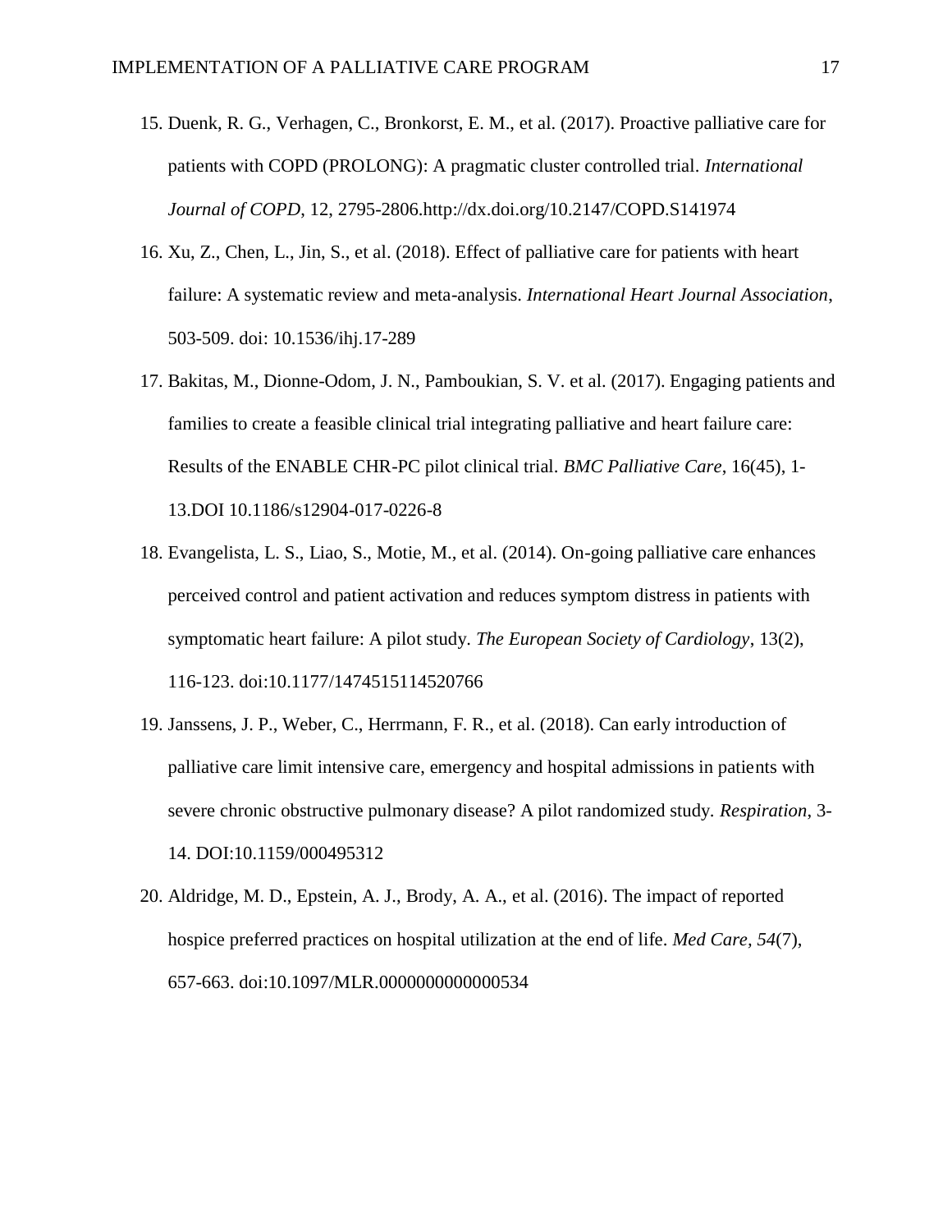15. Duenk, R. G., Verhagen, C., Bronkorst, E. M., et al. (2017). Proactive palliative care for patients with COPD (PROLONG): A pragmatic cluster controlled trial. *International Journal of COPD*, 12, 2795-2806.http://dx.doi.org/10.2147/COPD.S141974
16. Xu, Z., Chen, L., Jin, S., et al. (2018). Effect of palliative care for patients with heart failure: A systematic review and meta-analysis. *International Heart Journal Association*, 503-509. doi: 10.1536/ihj.17-289
17. Bakitas, M., Dionne-Odom, J. N., Pamboukian, S. V. et al. (2017). Engaging patients and families to create a feasible clinical trial integrating palliative and heart failure care: Results of the ENABLE CHR-PC pilot clinical trial. *BMC Palliative Care*, 16(45), 1-13.DOI 10.1186/s12904-017-0226-8
18. Evangelista, L. S., Liao, S., Motie, M., et al. (2014). On-going palliative care enhances perceived control and patient activation and reduces symptom distress in patients with symptomatic heart failure: A pilot study. *The European Society of Cardiology*, 13(2), 116-123. doi:10.1177/1474515114520766
19. Janssens, J. P., Weber, C., Herrmann, F. R., et al. (2018). Can early introduction of palliative care limit intensive care, emergency and hospital admissions in patients with severe chronic obstructive pulmonary disease? A pilot randomized study. *Respiration*, 3-14. DOI:10.1159/000495312
20. Aldridge, M. D., Epstein, A. J., Brody, A. A., et al. (2016). The impact of reported hospice preferred practices on hospital utilization at the end of life. *Med Care, 54*(7), 657-663. doi:10.1097/MLR.0000000000000534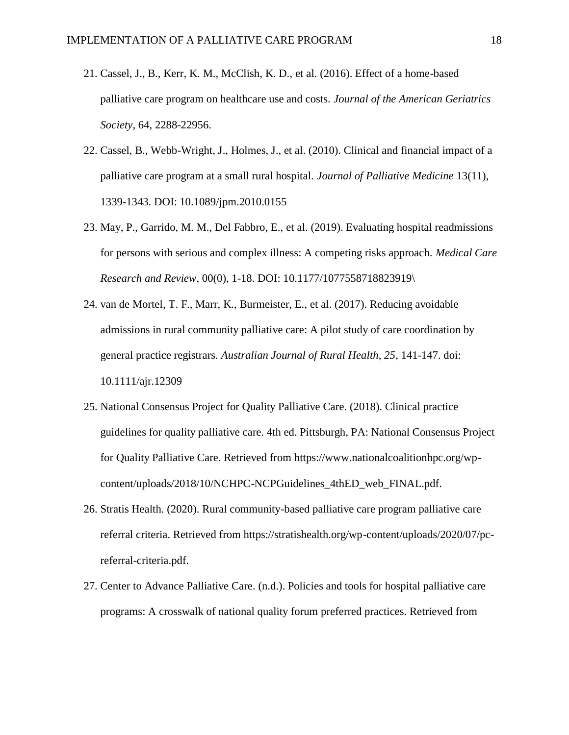21. Cassel, J., B., Kerr, K. M., McClish, K. D., et al. (2016). Effect of a home-based palliative care program on healthcare use and costs. *Journal of the American Geriatrics Society*, 64, 2288-22956.
22. Cassel, B., Webb-Wright, J., Holmes, J., et al. (2010). Clinical and financial impact of a palliative care program at a small rural hospital. *Journal of Palliative Medicine* 13(11), 1339-1343. DOI: 10.1089/jpm.2010.0155
23. May, P., Garrido, M. M., Del Fabbro, E., et al. (2019). Evaluating hospital readmissions for persons with serious and complex illness: A competing risks approach. *Medical Care Research and Review*, 00(0), 1-18. DOI: 10.1177/1077558718823919\
24. van de Mortel, T. F., Marr, K., Burmeister, E., et al. (2017). Reducing avoidable admissions in rural community palliative care: A pilot study of care coordination by general practice registrars. *Australian Journal of Rural Health, 25*, 141-147. doi: 10.1111/ajr.12309
25. National Consensus Project for Quality Palliative Care. (2018). Clinical practice guidelines for quality palliative care. 4th ed. Pittsburgh, PA: National Consensus Project for Quality Palliative Care. Retrieved from https://www.nationalcoalitionhpc.org/wp-content/uploads/2018/10/NCHPC-NCPGuidelines_4thED_web_FINAL.pdf.
26. Stratis Health. (2020). Rural community-based palliative care program palliative care referral criteria. Retrieved from https://stratishealth.org/wp-content/uploads/2020/07/pc-referral-criteria.pdf.
27. Center to Advance Palliative Care. (n.d.). Policies and tools for hospital palliative care programs: A crosswalk of national quality forum preferred practices. Retrieved from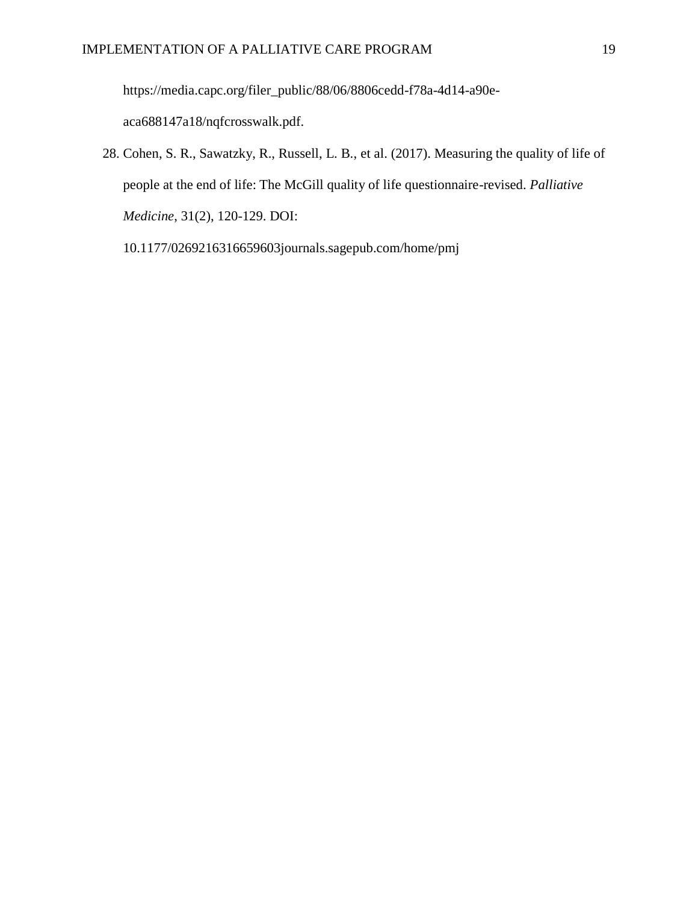https://media.capc.org/filer_public/88/06/8806cedd-f78a-4d14-a90e-aca688147a18/nqfcrosswalk.pdf.

28. Cohen, S. R., Sawatzky, R., Russell, L. B., et al. (2017). Measuring the quality of life of people at the end of life: The McGill quality of life questionnaire-revised. *Palliative Medicine*, 31(2), 120-129. DOI: 10.1177/0269216316659603journals.sagepub.com/home/pmj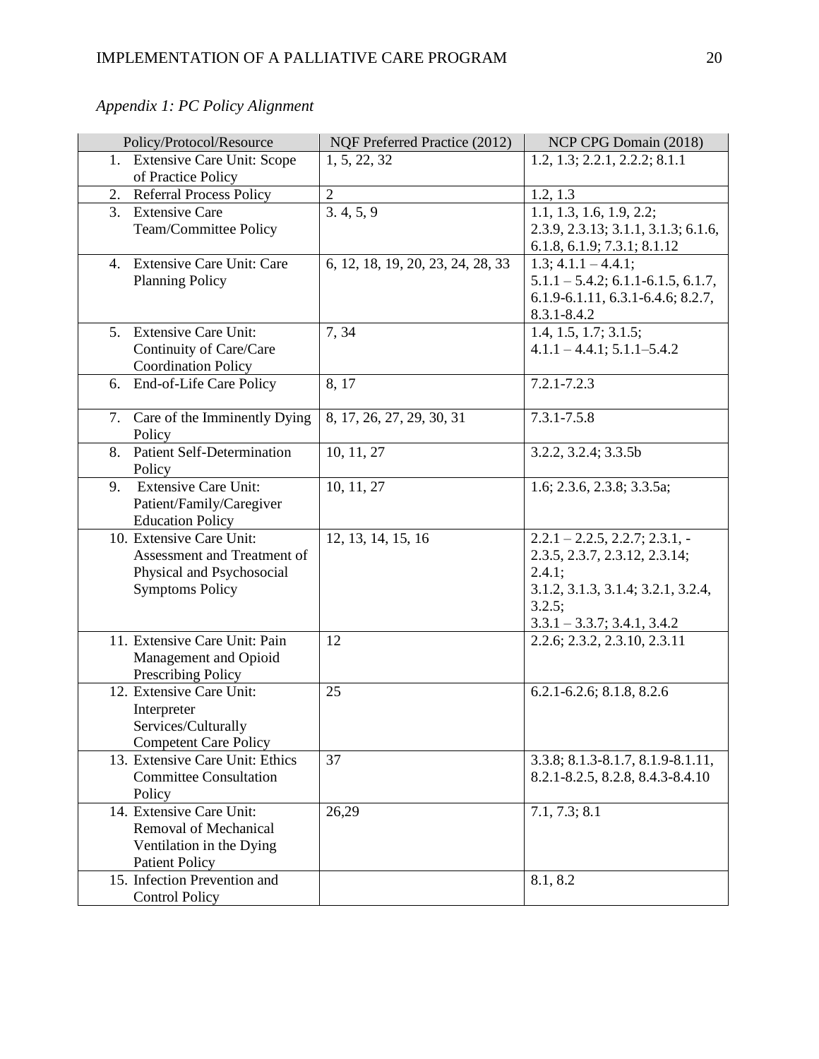*Appendix 1: PC Policy Alignment*

| Policy/Protocol/Resource | NQF Preferred Practice (2012) | NCP CPG Domain (2018) |
|---|---|---|
| 1. Extensive Care Unit: Scope of Practice Policy | 1, 5, 22, 32 | 1.2, 1.3; 2.2.1, 2.2.2; 8.1.1 |
| 2. Referral Process Policy | 2 | 1.2, 1.3 |
| 3. Extensive Care Team/Committee Policy | 3. 4, 5, 9 | 1.1, 1.3, 1.6, 1.9, 2.2; 2.3.9, 2.3.13; 3.1.1, 3.1.3; 6.1.6, 6.1.8, 6.1.9; 7.3.1; 8.1.12 |
| 4. Extensive Care Unit: Care Planning Policy | 6, 12, 18, 19, 20, 23, 24, 28, 33 | 1.3; 4.1.1 – 4.4.1; 5.1.1 – 5.4.2; 6.1.1-6.1.5, 6.1.7, 6.1.9-6.1.11, 6.3.1-6.4.6; 8.2.7, 8.3.1-8.4.2 |
| 5. Extensive Care Unit: Continuity of Care/Care Coordination Policy | 7, 34 | 1.4, 1.5, 1.7; 3.1.5; 4.1.1 – 4.4.1; 5.1.1–5.4.2 |
| 6. End-of-Life Care Policy | 8, 17 | 7.2.1-7.2.3 |
| 7. Care of the Imminently Dying Policy | 8, 17, 26, 27, 29, 30, 31 | 7.3.1-7.5.8 |
| 8. Patient Self-Determination Policy | 10, 11, 27 | 3.2.2, 3.2.4; 3.3.5b |
| 9. Extensive Care Unit: Patient/Family/Caregiver Education Policy | 10, 11, 27 | 1.6; 2.3.6, 2.3.8; 3.3.5a; |
| 10. Extensive Care Unit: Assessment and Treatment of Physical and Psychosocial Symptoms Policy | 12, 13, 14, 15, 16 | 2.2.1 – 2.2.5, 2.2.7; 2.3.1, - 2.3.5, 2.3.7, 2.3.12, 2.3.14; 2.4.1; 3.1.2, 3.1.3, 3.1.4; 3.2.1, 3.2.4, 3.2.5; 3.3.1 – 3.3.7; 3.4.1, 3.4.2 |
| 11. Extensive Care Unit: Pain Management and Opioid Prescribing Policy | 12 | 2.2.6; 2.3.2, 2.3.10, 2.3.11 |
| 12. Extensive Care Unit: Interpreter Services/Culturally Competent Care Policy | 25 | 6.2.1-6.2.6; 8.1.8, 8.2.6 |
| 13. Extensive Care Unit: Ethics Committee Consultation Policy | 37 | 3.3.8; 8.1.3-8.1.7, 8.1.9-8.1.11, 8.2.1-8.2.5, 8.2.8, 8.4.3-8.4.10 |
| 14. Extensive Care Unit: Removal of Mechanical Ventilation in the Dying Patient Policy | 26,29 | 7.1, 7.3; 8.1 |
| 15. Infection Prevention and Control Policy | | 8.1, 8.2 |